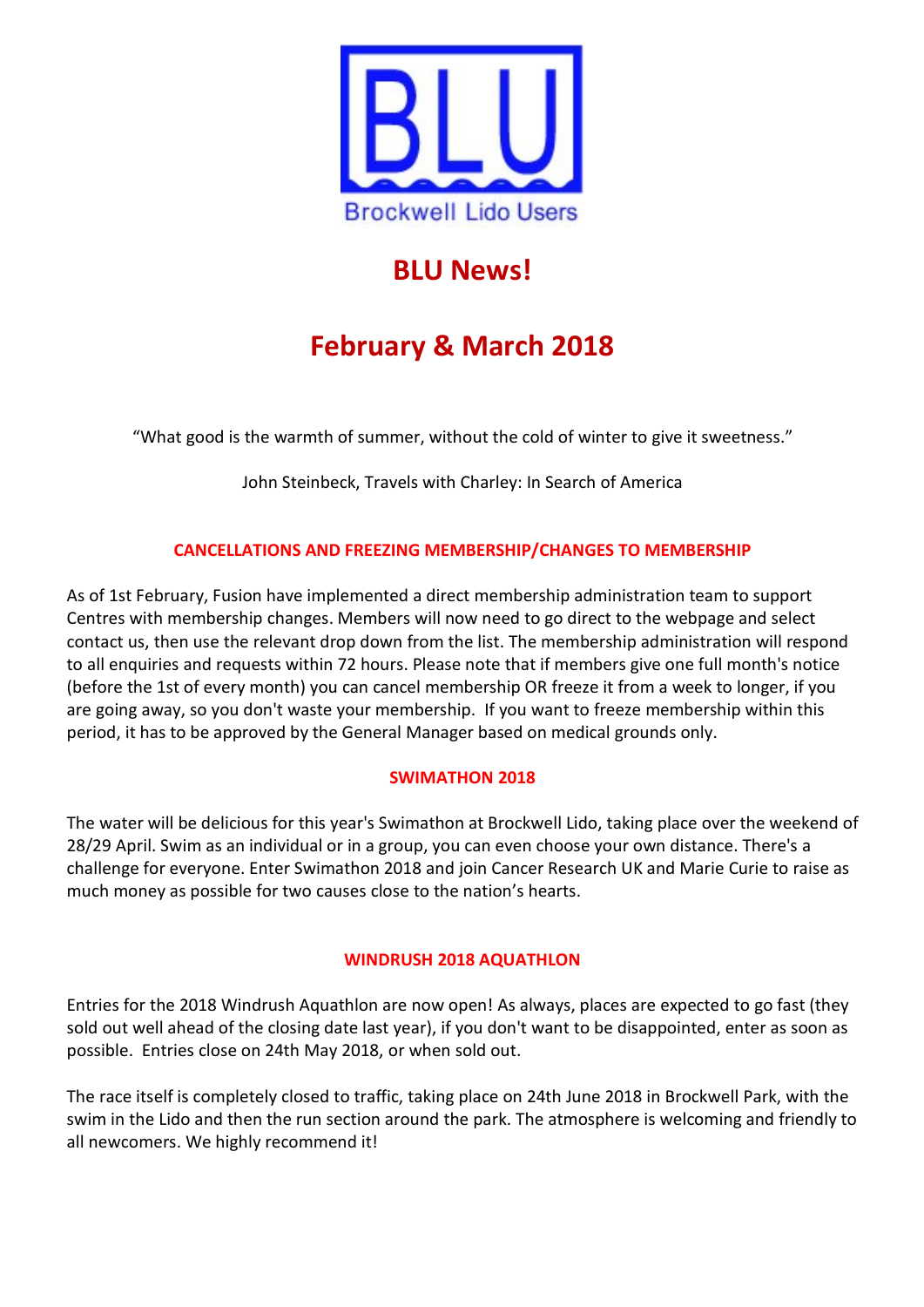BLU

Brockwell Lido Users

# BLU News!

# February & March 2018

"What good is the warmth of summer, without the cold of winter to give it sweetness."

John Steinbeck, Travels with Charley: In Search of America

## CANCELLATIONS AND FREEZING MEMBERSHIP/CHANGES TO MEMBERSHIP

As of 1st February, Fusion have implemented a direct membership administration team to support Centres with membership changes. Members will now need to go direct to the webpage and select contact us, then use the relevant drop down from the list. The membership administration will respond to all enquiries and requests within 72 hours. Please note that if members give one full month's notice (before the 1st of every month) you can cancel membership OR freeze it from a week to longer, if you are going away, so you don't waste your membership. If you want to freeze membership within this period, it has to be approved by the General Manager based on medical grounds only.

## SWIMATHON 2018

The water will be delicious for this year's Swimathon at Brockwell Lido, taking place over the weekend of 28/29 April. Swim as an individual or in a group, you can even choose your own distance. There's a challenge for everyone. Enter Swimathon 2018 and join Cancer Research UK and Marie Curie to raise as much money as possible for two causes close to the nation's hearts.

## WINDRUSH 2018 AQUATHLON

Entries for the 2018 Windrush Aquathlon are now open! As always, places are expected to go fast (they sold out well ahead of the closing date last year), if you don't want to be disappointed, enter as soon as possible. Entries close on 24th May 2018, or when sold out.

The race itself is completely closed to traffic, taking place on 24th June 2018 in Brockwell Park, with the swim in the Lido and then the run section around the park. The atmosphere is welcoming and friendly to all newcomers. We highly recommend it!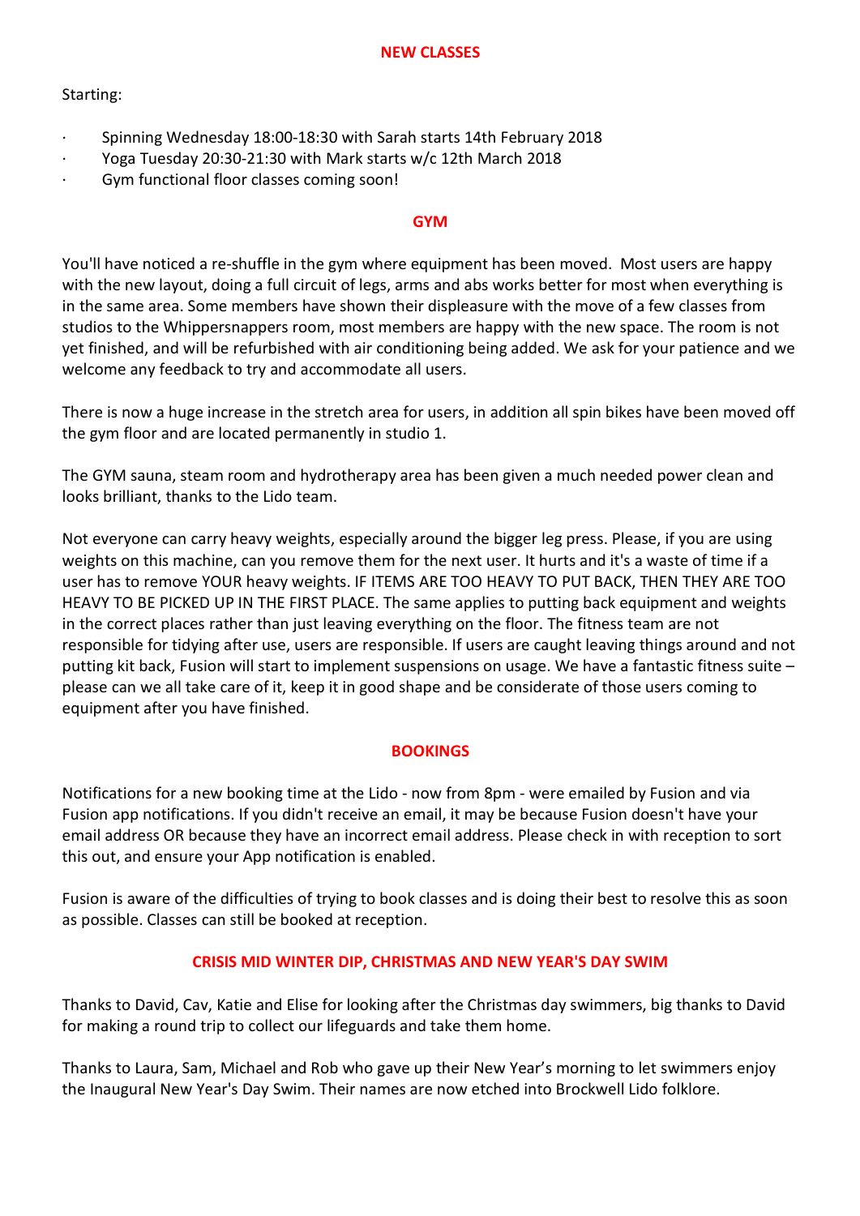## NEW CLASSES

Starting:

- Spinning Wednesday 18:00-18:30 with Sarah starts 14th February 2018
- Yoga Tuesday 20:30-21:30 with Mark starts w/c 12th March 2018
- Gym functional floor classes coming soon!

## GYM

You'll have noticed a re-shuffle in the gym where equipment has been moved. Most users are happy with the new layout, doing a full circuit of legs, arms and abs works better for most when everything is in the same area. Some members have shown their displeasure with the move of a few classes from studios to the Whippersnappers room, most members are happy with the new space. The room is not yet finished, and will be refurbished with air conditioning being added. We ask for your patience and we welcome any feedback to try and accommodate all users.

There is now a huge increase in the stretch area for users, in addition all spin bikes have been moved off the gym floor and are located permanently in studio 1.

The GYM sauna, steam room and hydrotherapy area has been given a much needed power clean and looks brilliant, thanks to the Lido team.

Not everyone can carry heavy weights, especially around the bigger leg press. Please, if you are using weights on this machine, can you remove them for the next user. It hurts and it's a waste of time if a user has to remove YOUR heavy weights. IF ITEMS ARE TOO HEAVY TO PUT BACK, THEN THEY ARE TOO HEAVY TO BE PICKED UP IN THE FIRST PLACE. The same applies to putting back equipment and weights in the correct places rather than just leaving everything on the floor. The fitness team are not responsible for tidying after use, users are responsible. If users are caught leaving things around and not putting kit back, Fusion will start to implement suspensions on usage. We have a fantastic fitness suite – please can we all take care of it, keep it in good shape and be considerate of those users coming to equipment after you have finished.

## BOOKINGS

Notifications for a new booking time at the Lido - now from 8pm - were emailed by Fusion and via Fusion app notifications. If you didn't receive an email, it may be because Fusion doesn't have your email address OR because they have an incorrect email address. Please check in with reception to sort this out, and ensure your App notification is enabled.

Fusion is aware of the difficulties of trying to book classes and is doing their best to resolve this as soon as possible. Classes can still be booked at reception.

## CRISIS MID WINTER DIP, CHRISTMAS AND NEW YEAR'S DAY SWIM

Thanks to David, Cav, Katie and Elise for looking after the Christmas day swimmers, big thanks to David for making a round trip to collect our lifeguards and take them home.

Thanks to Laura, Sam, Michael and Rob who gave up their New Year's morning to let swimmers enjoy the Inaugural New Year's Day Swim. Their names are now etched into Brockwell Lido folklore.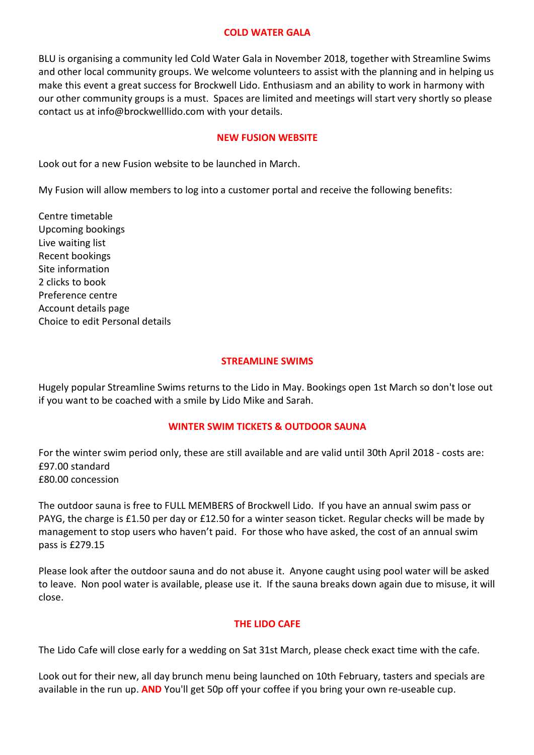## COLD WATER GALA

BLU is organising a community led Cold Water Gala in November 2018, together with Streamline Swims and other local community groups. We welcome volunteers to assist with the planning and in helping us make this event a great success for Brockwell Lido. Enthusiasm and an ability to work in harmony with our other community groups is a must. Spaces are limited and meetings will start very shortly so please contact us at info@brockwelllido.com with your details.

## NEW FUSION WEBSITE

Look out for a new Fusion website to be launched in March.

My Fusion will allow members to log into a customer portal and receive the following benefits:

Centre timetable
Upcoming bookings
Live waiting list
Recent bookings
Site information
2 clicks to book
Preference centre
Account details page
Choice to edit Personal details

## STREAMLINE SWIMS

Hugely popular Streamline Swims returns to the Lido in May. Bookings open 1st March so don't lose out if you want to be coached with a smile by Lido Mike and Sarah.

## WINTER SWIM TICKETS & OUTDOOR SAUNA

For the winter swim period only, these are still available and are valid until 30th April 2018 - costs are:
£97.00 standard
£80.00 concession

The outdoor sauna is free to FULL MEMBERS of Brockwell Lido. If you have an annual swim pass or PAYG, the charge is £1.50 per day or £12.50 for a winter season ticket. Regular checks will be made by management to stop users who haven't paid. For those who have asked, the cost of an annual swim pass is £279.15

Please look after the outdoor sauna and do not abuse it. Anyone caught using pool water will be asked to leave. Non pool water is available, please use it. If the sauna breaks down again due to misuse, it will close.

## THE LIDO CAFE

The Lido Cafe will close early for a wedding on Sat 31st March, please check exact time with the cafe.

Look out for their new, all day brunch menu being launched on 10th February, tasters and specials are available in the run up. **AND** You'll get 50p off your coffee if you bring your own re-useable cup.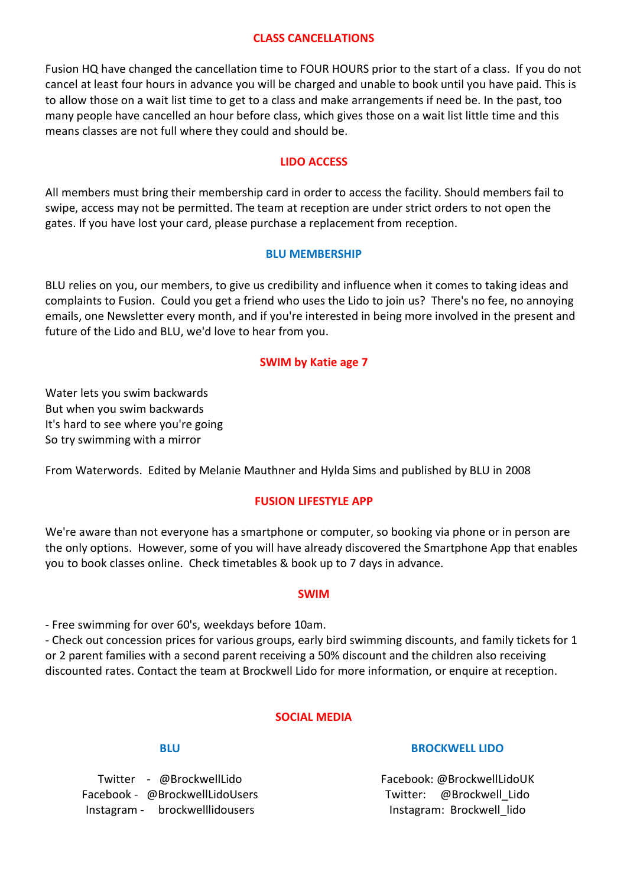## CLASS CANCELLATIONS

Fusion HQ have changed the cancellation time to FOUR HOURS prior to the start of a class. If you do not cancel at least four hours in advance you will be charged and unable to book until you have paid. This is to allow those on a wait list time to get to a class and make arrangements if need be. In the past, too many people have cancelled an hour before class, which gives those on a wait list little time and this means classes are not full where they could and should be.

## LIDO ACCESS

All members must bring their membership card in order to access the facility. Should members fail to swipe, access may not be permitted. The team at reception are under strict orders to not open the gates. If you have lost your card, please purchase a replacement from reception.

## BLU MEMBERSHIP

BLU relies on you, our members, to give us credibility and influence when it comes to taking ideas and complaints to Fusion. Could you get a friend who uses the Lido to join us? There's no fee, no annoying emails, one Newsletter every month, and if you're interested in being more involved in the present and future of the Lido and BLU, we'd love to hear from you.

## SWIM by Katie age 7

Water lets you swim backwards  
But when you swim backwards  
It's hard to see where you're going  
So try swimming with a mirror

From Waterwords. Edited by Melanie Mauthner and Hylda Sims and published by BLU in 2008

## FUSION LIFESTYLE APP

We're aware than not everyone has a smartphone or computer, so booking via phone or in person are the only options. However, some of you will have already discovered the Smartphone App that enables you to book classes online. Check timetables & book up to 7 days in advance.

## SWIM

- Free swimming for over 60's, weekdays before 10am.
- Check out concession prices for various groups, early bird swimming discounts, and family tickets for 1 or 2 parent families with a second parent receiving a 50% discount and the children also receiving discounted rates. Contact the team at Brockwell Lido for more information, or enquire at reception.

## SOCIAL MEDIA

### BLU

Twitter - @BrockwellLido  
Facebook - @BrockwellLidoUsers  
Instagram - brockwelllidousers

### BROCKWELL LIDO

Facebook: @BrockwellLidoUK  
Twitter: @Brockwell_Lido  
Instagram: Brockwell_lido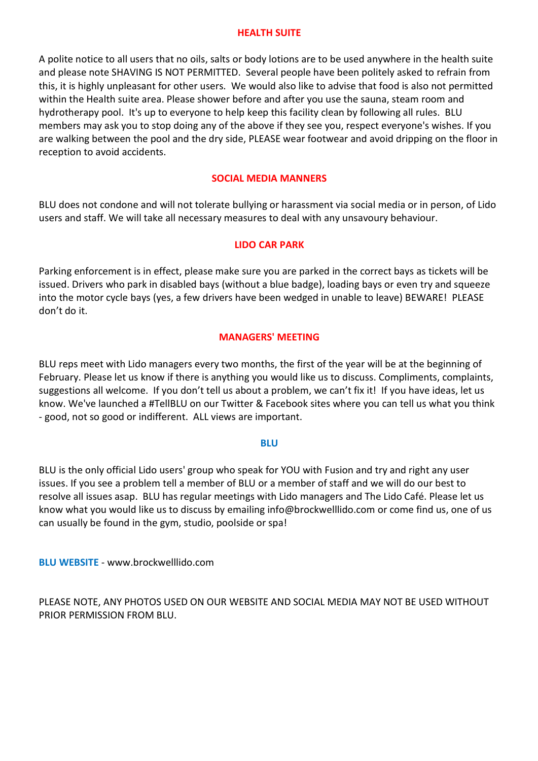## HEALTH SUITE

A polite notice to all users that no oils, salts or body lotions are to be used anywhere in the health suite and please note SHAVING IS NOT PERMITTED. Several people have been politely asked to refrain from this, it is highly unpleasant for other users. We would also like to advise that food is also not permitted within the Health suite area. Please shower before and after you use the sauna, steam room and hydrotherapy pool. It's up to everyone to help keep this facility clean by following all rules. BLU members may ask you to stop doing any of the above if they see you, respect everyone's wishes. If you are walking between the pool and the dry side, PLEASE wear footwear and avoid dripping on the floor in reception to avoid accidents.

## SOCIAL MEDIA MANNERS

BLU does not condone and will not tolerate bullying or harassment via social media or in person, of Lido users and staff. We will take all necessary measures to deal with any unsavoury behaviour.

## LIDO CAR PARK

Parking enforcement is in effect, please make sure you are parked in the correct bays as tickets will be issued. Drivers who park in disabled bays (without a blue badge), loading bays or even try and squeeze into the motor cycle bays (yes, a few drivers have been wedged in unable to leave) BEWARE! PLEASE don't do it.

## MANAGERS' MEETING

BLU reps meet with Lido managers every two months, the first of the year will be at the beginning of February. Please let us know if there is anything you would like us to discuss. Compliments, complaints, suggestions all welcome. If you don't tell us about a problem, we can't fix it! If you have ideas, let us know. We've launched a #TellBLU on our Twitter & Facebook sites where you can tell us what you think - good, not so good or indifferent. ALL views are important.

## BLU

BLU is the only official Lido users' group who speak for YOU with Fusion and try and right any user issues. If you see a problem tell a member of BLU or a member of staff and we will do our best to resolve all issues asap. BLU has regular meetings with Lido managers and The Lido Café. Please let us know what you would like us to discuss by emailing info@brockwelllido.com or come find us, one of us can usually be found in the gym, studio, poolside or spa!

**BLU WEBSITE** - www.brockwelllido.com

PLEASE NOTE, ANY PHOTOS USED ON OUR WEBSITE AND SOCIAL MEDIA MAY NOT BE USED WITHOUT PRIOR PERMISSION FROM BLU.